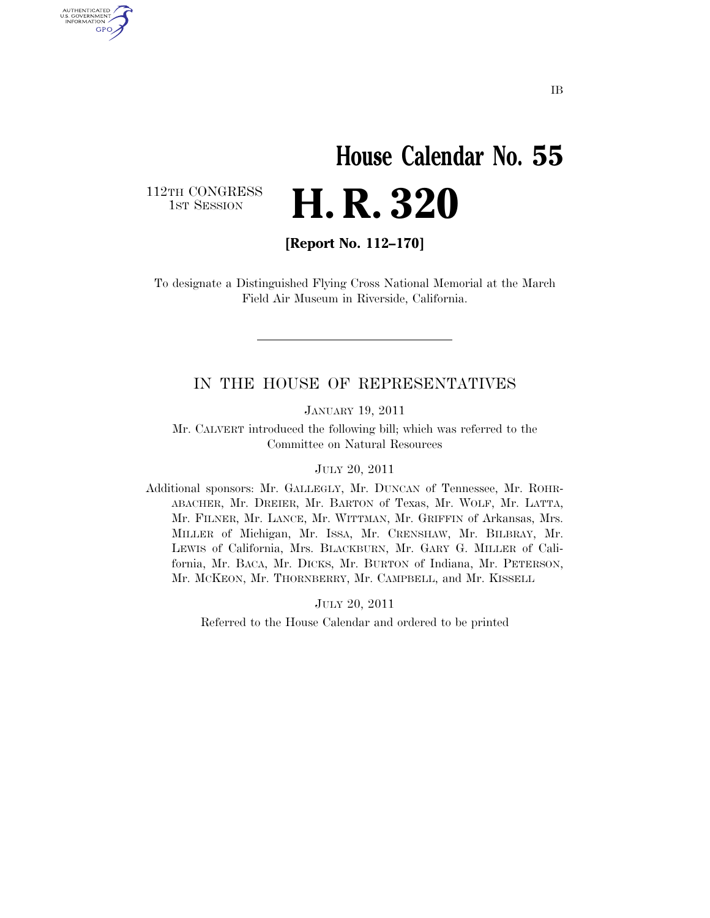IB

# House Calendar No. 55

112TH CONGRESS
1ST SESSION

# H. R. 320

**[Report No. 112–170]**

To designate a Distinguished Flying Cross National Memorial at the March Field Air Museum in Riverside, California.

---

## IN THE HOUSE OF REPRESENTATIVES

JANUARY 19, 2011

Mr. CALVERT introduced the following bill; which was referred to the Committee on Natural Resources

JULY 20, 2011

Additional sponsors: Mr. GALLEGLY, Mr. DUNCAN of Tennessee, Mr. ROHRABACHER, Mr. DREIER, Mr. BARTON of Texas, Mr. WOLF, Mr. LATTA, Mr. FILNER, Mr. LANCE, Mr. WITTMAN, Mr. GRIFFIN of Arkansas, Mrs. MILLER of Michigan, Mr. ISSA, Mr. CRENSHAW, Mr. BILBRAY, Mr. LEWIS of California, Mrs. BLACKBURN, Mr. GARY G. MILLER of California, Mr. BACA, Mr. DICKS, Mr. BURTON of Indiana, Mr. PETERSON, Mr. MCKEON, Mr. THORNBERRY, Mr. CAMPBELL, and Mr. KISSELL

JULY 20, 2011

Referred to the House Calendar and ordered to be printed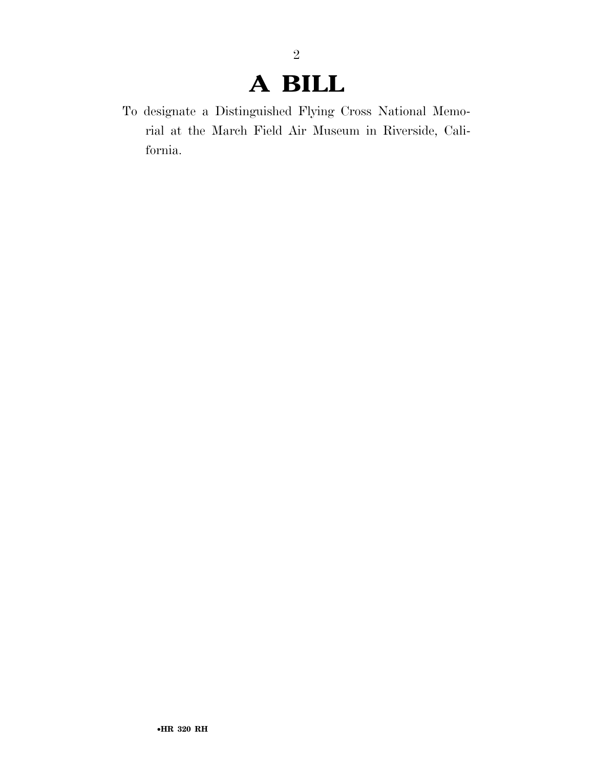# A BILL

To designate a Distinguished Flying Cross National Memorial at the March Field Air Museum in Riverside, California.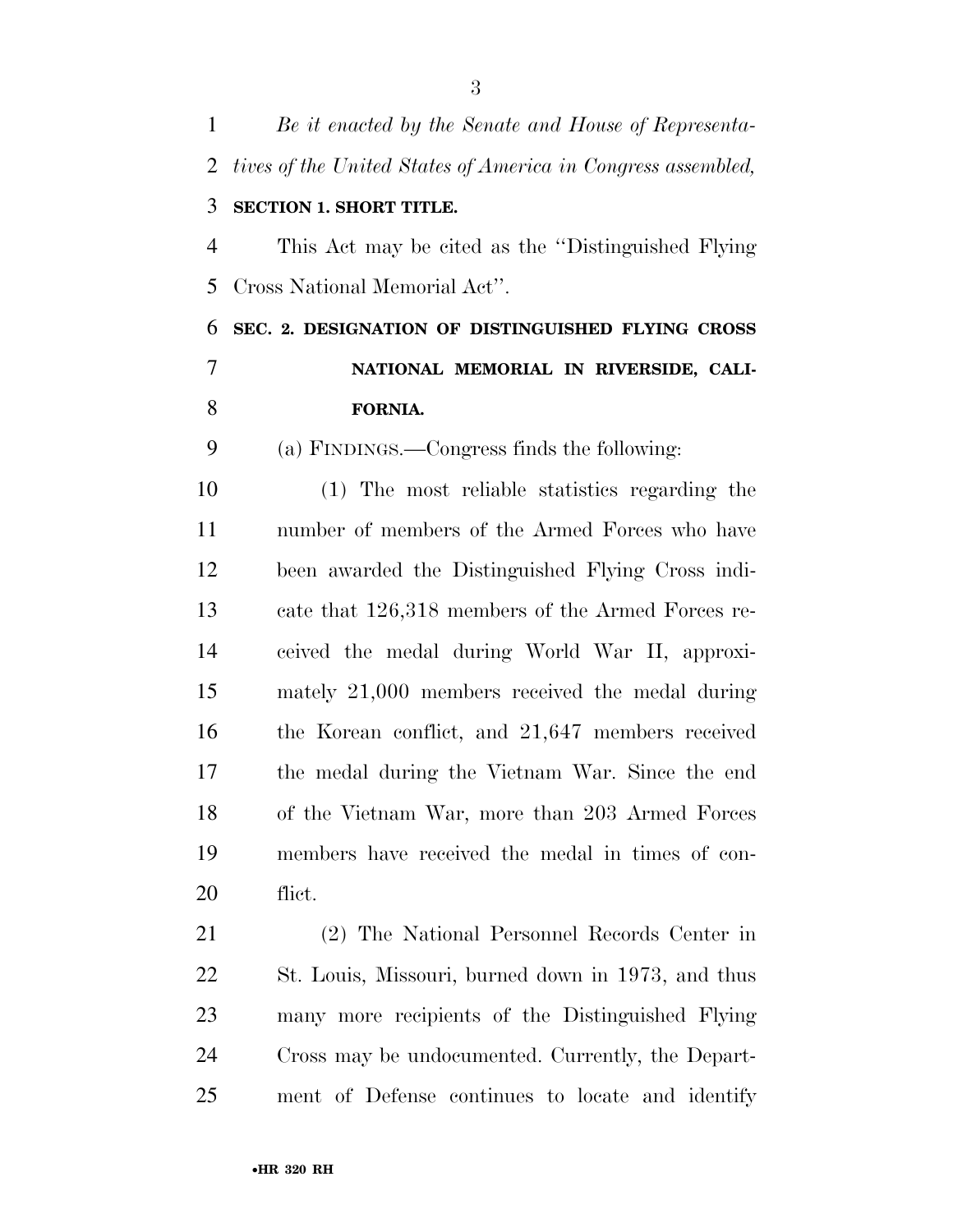*Be it enacted by the Senate and House of Representatives of the United States of America in Congress assembled,*

**SECTION 1. SHORT TITLE.**

This Act may be cited as the ''Distinguished Flying Cross National Memorial Act''.

**SEC. 2. DESIGNATION OF DISTINGUISHED FLYING CROSS NATIONAL MEMORIAL IN RIVERSIDE, CALIFORNIA.**

(a) FINDINGS.—Congress finds the following:

(1) The most reliable statistics regarding the number of members of the Armed Forces who have been awarded the Distinguished Flying Cross indicate that 126,318 members of the Armed Forces received the medal during World War II, approximately 21,000 members received the medal during the Korean conflict, and 21,647 members received the medal during the Vietnam War. Since the end of the Vietnam War, more than 203 Armed Forces members have received the medal in times of conflict.

(2) The National Personnel Records Center in St. Louis, Missouri, burned down in 1973, and thus many more recipients of the Distinguished Flying Cross may be undocumented. Currently, the Department of Defense continues to locate and identify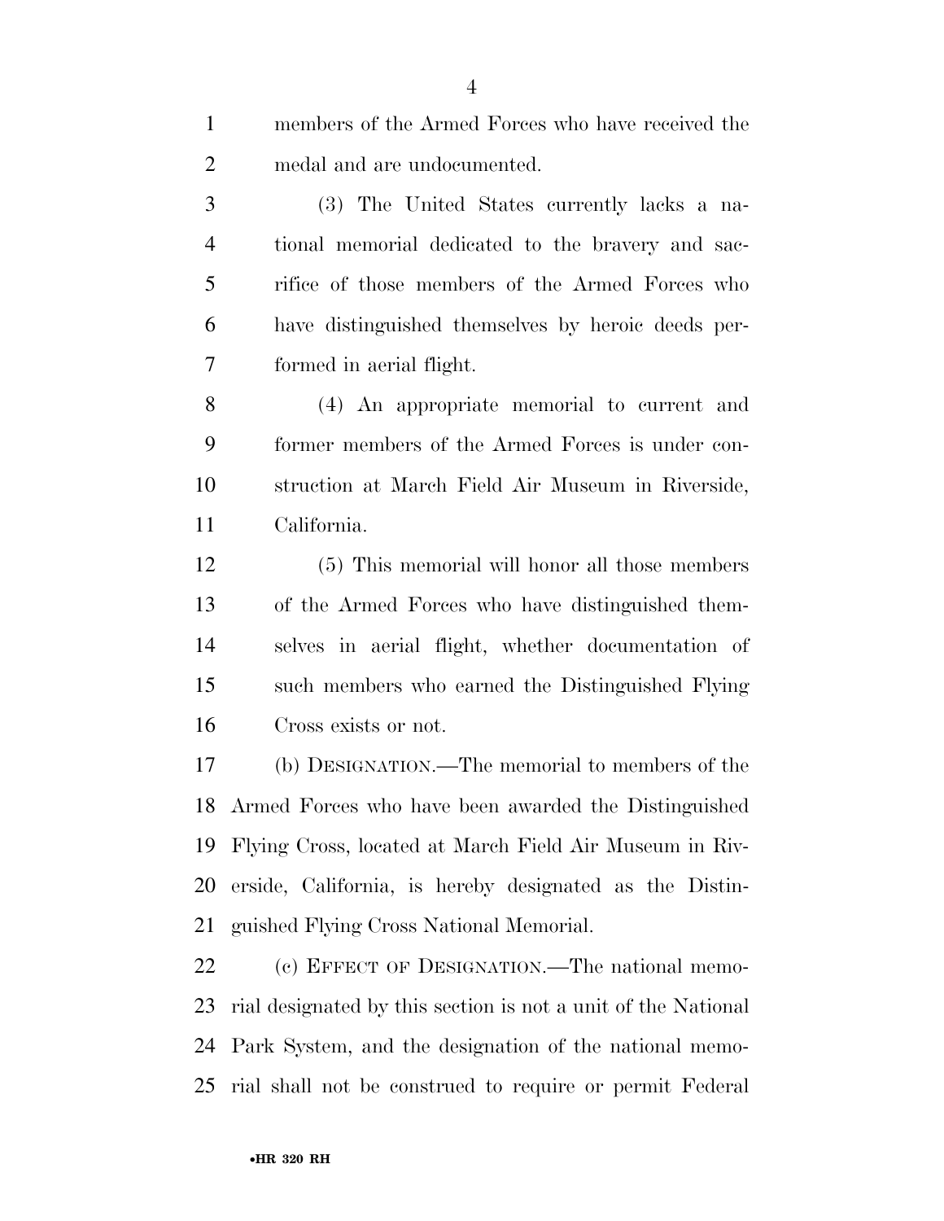members of the Armed Forces who have received the medal and are undocumented.

(3) The United States currently lacks a national memorial dedicated to the bravery and sacrifice of those members of the Armed Forces who have distinguished themselves by heroic deeds performed in aerial flight.

(4) An appropriate memorial to current and former members of the Armed Forces is under construction at March Field Air Museum in Riverside, California.

(5) This memorial will honor all those members of the Armed Forces who have distinguished themselves in aerial flight, whether documentation of such members who earned the Distinguished Flying Cross exists or not.

(b) DESIGNATION.—The memorial to members of the Armed Forces who have been awarded the Distinguished Flying Cross, located at March Field Air Museum in Riverside, California, is hereby designated as the Distinguished Flying Cross National Memorial.

(c) EFFECT OF DESIGNATION.—The national memorial designated by this section is not a unit of the National Park System, and the designation of the national memorial shall not be construed to require or permit Federal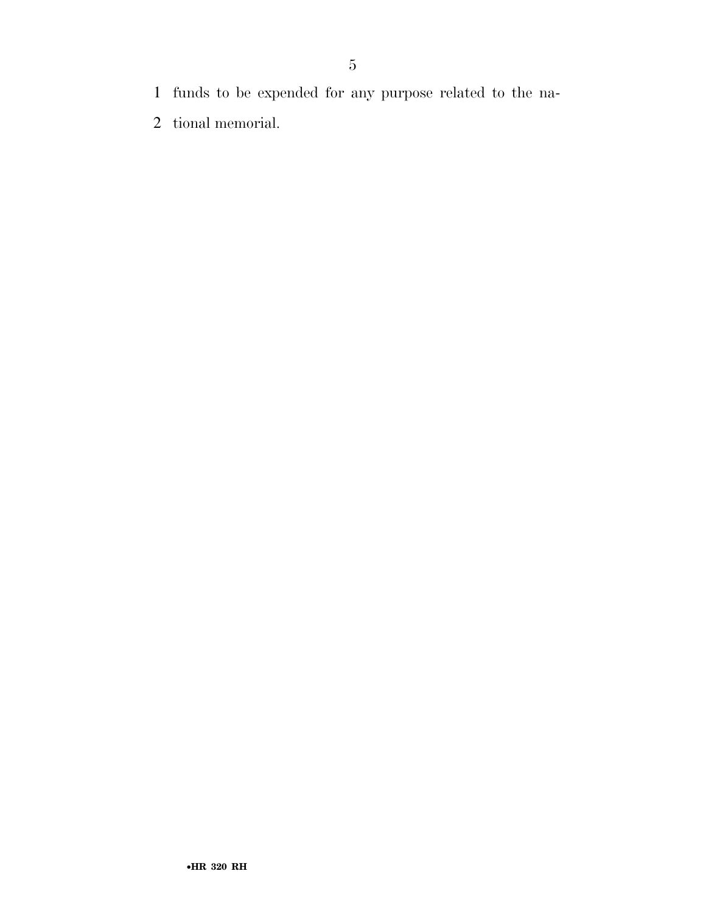funds to be expended for any purpose related to the national memorial.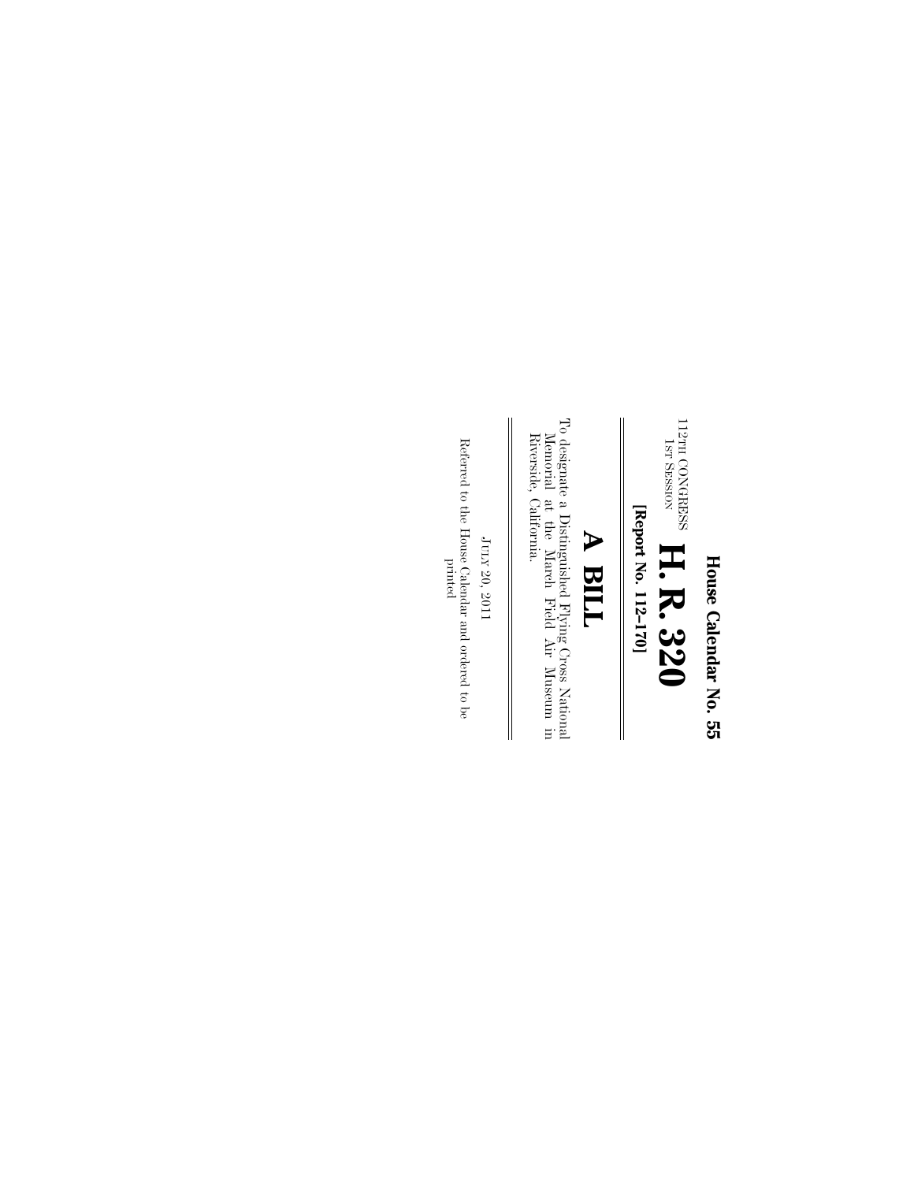House Calendar No. 55

112TH CONGRESS
1ST SESSION

# H. R. 320

**[Report No. 112–170]**

# A BILL

To designate a Distinguished Flying Cross National Memorial at the March Field Air Museum in Riverside, California.

JULY 20, 2011

Referred to the House Calendar and ordered to be printed